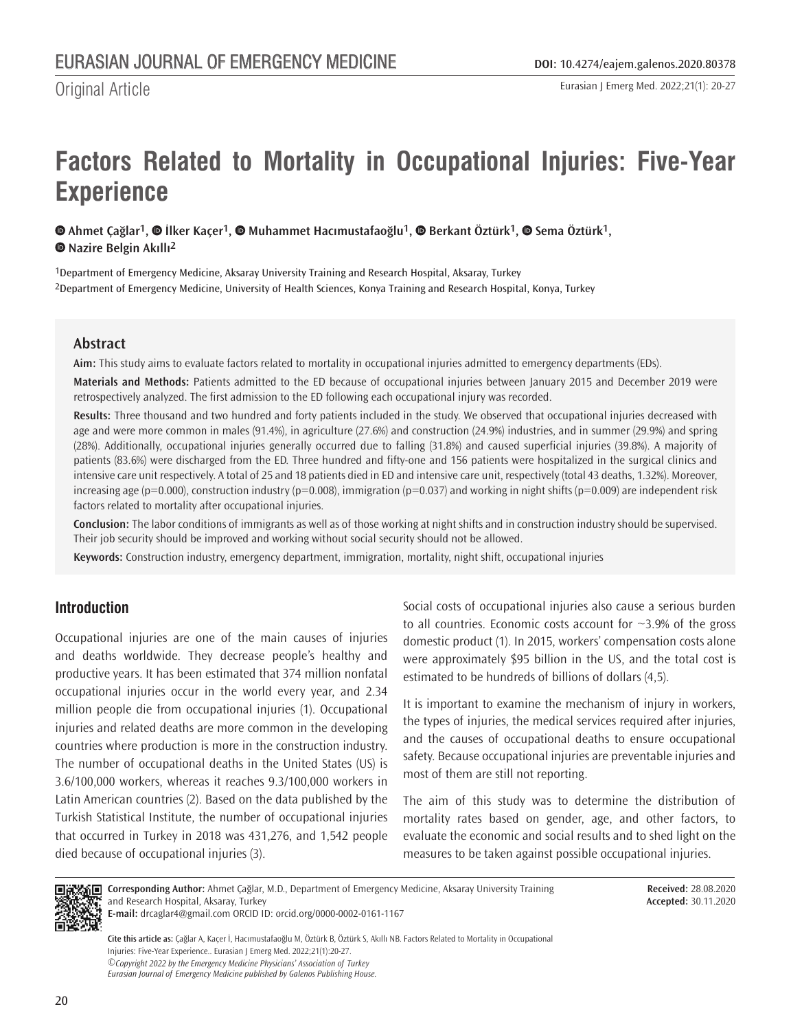Original Article

# Factors Related to Mortality in Occupational Injuries: Five-Year Experience

Ahmet Çağlar[1], İlker Kaçer[1], Muhammet Hacımustafaoğlu[1], Berkant Öztürk[1], Sema Öztürk[1], Nazire Belgin Akıllı[2]

[1]Department of Emergency Medicine, Aksaray University Training and Research Hospital, Aksaray, Turkey
[2]Department of Emergency Medicine, University of Health Sciences, Konya Training and Research Hospital, Konya, Turkey

## Abstract

**Aim:** This study aims to evaluate factors related to mortality in occupational injuries admitted to emergency departments (EDs).

**Materials and Methods:** Patients admitted to the ED because of occupational injuries between January 2015 and December 2019 were retrospectively analyzed. The first admission to the ED following each occupational injury was recorded.

**Results:** Three thousand and two hundred and forty patients included in the study. We observed that occupational injuries decreased with age and were more common in males (91.4%), in agriculture (27.6%) and construction (24.9%) industries, and in summer (29.9%) and spring (28%). Additionally, occupational injuries generally occurred due to falling (31.8%) and caused superficial injuries (39.8%). A majority of patients (83.6%) were discharged from the ED. Three hundred and fifty-one and 156 patients were hospitalized in the surgical clinics and intensive care unit respectively. A total of 25 and 18 patients died in ED and intensive care unit, respectively (total 43 deaths, 1.32%). Moreover, increasing age (p=0.000), construction industry (p=0.008), immigration (p=0.037) and working in night shifts (p=0.009) are independent risk factors related to mortality after occupational injuries.

**Conclusion:** The labor conditions of immigrants as well as of those working at night shifts and in construction industry should be supervised. Their job security should be improved and working without social security should not be allowed.

**Keywords:** Construction industry, emergency department, immigration, mortality, night shift, occupational injuries

## Introduction

Occupational injuries are one of the main causes of injuries and deaths worldwide. They decrease people's healthy and productive years. It has been estimated that 374 million nonfatal occupational injuries occur in the world every year, and 2.34 million people die from occupational injuries (1). Occupational injuries and related deaths are more common in the developing countries where production is more in the construction industry. The number of occupational deaths in the United States (US) is 3.6/100,000 workers, whereas it reaches 9.3/100,000 workers in Latin American countries (2). Based on the data published by the Turkish Statistical Institute, the number of occupational injuries that occurred in Turkey in 2018 was 431,276, and 1,542 people died because of occupational injuries (3).

Social costs of occupational injuries also cause a serious burden to all countries. Economic costs account for ~3.9% of the gross domestic product (1). In 2015, workers' compensation costs alone were approximately $95 billion in the US, and the total cost is estimated to be hundreds of billions of dollars (4,5).

It is important to examine the mechanism of injury in workers, the types of injuries, the medical services required after injuries, and the causes of occupational deaths to ensure occupational safety. Because occupational injuries are preventable injuries and most of them are still not reporting.

The aim of this study was to determine the distribution of mortality rates based on gender, age, and other factors, to evaluate the economic and social results and to shed light on the measures to be taken against possible occupational injuries.

**Corresponding Author:** Ahmet Çağlar, M.D., Department of Emergency Medicine, Aksaray University Training and Research Hospital, Aksaray, Turkey
**E-mail:** drcaglar4@gmail.com ORCID ID: orcid.org/0000-0002-0161-1167

**Received:** 28.08.2020
**Accepted:** 30.11.2020

**Cite this article as:** Çağlar A, Kaçer İ, Hacımustafaoğlu M, Öztürk B, Öztürk S, Akıllı NB. Factors Related to Mortality in Occupational Injuries: Five-Year Experience.. Eurasian J Emerg Med. 2022;21(1):20-27.

*©Copyright 2022 by the Emergency Medicine Physicians' Association of Turkey Eurasian Journal of Emergency Medicine published by Galenos Publishing House.*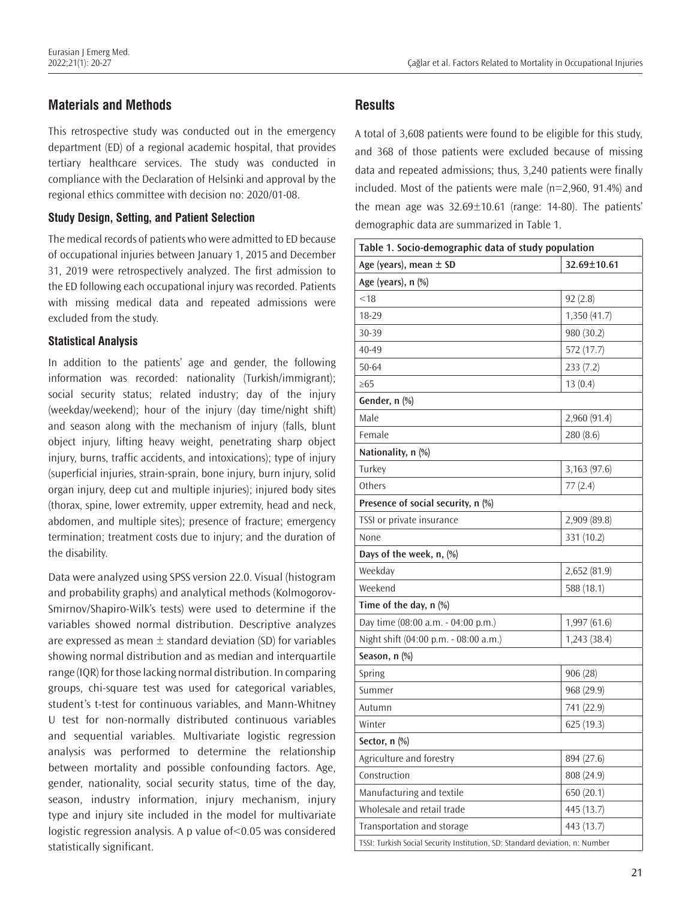## Materials and Methods

This retrospective study was conducted out in the emergency department (ED) of a regional academic hospital, that provides tertiary healthcare services. The study was conducted in compliance with the Declaration of Helsinki and approval by the regional ethics committee with decision no: 2020/01-08.

### Study Design, Setting, and Patient Selection

The medical records of patients who were admitted to ED because of occupational injuries between January 1, 2015 and December 31, 2019 were retrospectively analyzed. The first admission to the ED following each occupational injury was recorded. Patients with missing medical data and repeated admissions were excluded from the study.

### Statistical Analysis

In addition to the patients' age and gender, the following information was recorded: nationality (Turkish/immigrant); social security status; related industry; day of the injury (weekday/weekend); hour of the injury (day time/night shift) and season along with the mechanism of injury (falls, blunt object injury, lifting heavy weight, penetrating sharp object injury, burns, traffic accidents, and intoxications); type of injury (superficial injuries, strain-sprain, bone injury, burn injury, solid organ injury, deep cut and multiple injuries); injured body sites (thorax, spine, lower extremity, upper extremity, head and neck, abdomen, and multiple sites); presence of fracture; emergency termination; treatment costs due to injury; and the duration of the disability.

Data were analyzed using SPSS version 22.0. Visual (histogram and probability graphs) and analytical methods (Kolmogorov-Smirnov/Shapiro-Wilk's tests) were used to determine if the variables showed normal distribution. Descriptive analyzes are expressed as mean ± standard deviation (SD) for variables showing normal distribution and as median and interquartile range (IQR) for those lacking normal distribution. In comparing groups, chi-square test was used for categorical variables, student's t-test for continuous variables, and Mann-Whitney U test for non-normally distributed continuous variables and sequential variables. Multivariate logistic regression analysis was performed to determine the relationship between mortality and possible confounding factors. Age, gender, nationality, social security status, time of the day, season, industry information, injury mechanism, injury type and injury site included in the model for multivariate logistic regression analysis. A p value of<0.05 was considered statistically significant.

## Results

A total of 3,608 patients were found to be eligible for this study, and 368 of those patients were excluded because of missing data and repeated admissions; thus, 3,240 patients were finally included. Most of the patients were male (n=2,960, 91.4%) and the mean age was 32.69±10.61 (range: 14-80). The patients' demographic data are summarized in Table 1.

| Table 1. Socio-demographic data of study population | |
|---|---|
| **Age (years), mean ± SD** | **32.69±10.61** |
| **Age (years), n (%)** | |
| <18 | 92 (2.8) |
| 18-29 | 1,350 (41.7) |
| 30-39 | 980 (30.2) |
| 40-49 | 572 (17.7) |
| 50-64 | 233 (7.2) |
| ≥65 | 13 (0.4) |
| **Gender, n (%)** | |
| Male | 2,960 (91.4) |
| Female | 280 (8.6) |
| **Nationality, n (%)** | |
| Turkey | 3,163 (97.6) |
| Others | 77 (2.4) |
| **Presence of social security, n (%)** | |
| TSSI or private insurance | 2,909 (89.8) |
| None | 331 (10.2) |
| **Days of the week, n, (%)** | |
| Weekday | 2,652 (81.9) |
| Weekend | 588 (18.1) |
| **Time of the day, n (%)** | |
| Day time (08:00 a.m. - 04:00 p.m.) | 1,997 (61.6) |
| Night shift (04:00 p.m. - 08:00 a.m.) | 1,243 (38.4) |
| **Season, n (%)** | |
| Spring | 906 (28) |
| Summer | 968 (29.9) |
| Autumn | 741 (22.9) |
| Winter | 625 (19.3) |
| **Sector, n (%)** | |
| Agriculture and forestry | 894 (27.6) |
| Construction | 808 (24.9) |
| Manufacturing and textile | 650 (20.1) |
| Wholesale and retail trade | 445 (13.7) |
| Transportation and storage | 443 (13.7) |

TSSI: Turkish Social Security Institution, SD: Standard deviation, n: Number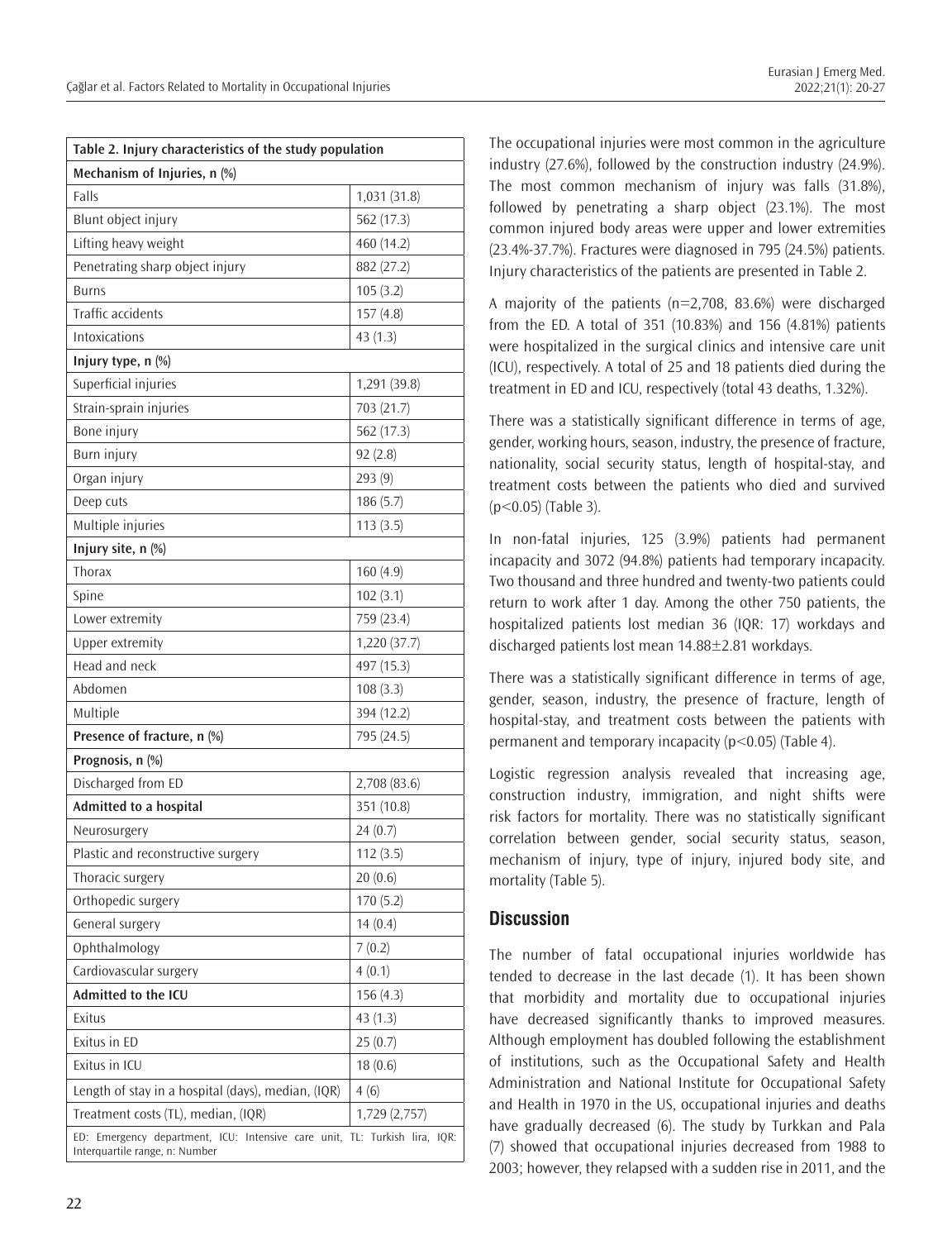| Table 2. Injury characteristics of the study population | |
|---|---|
| **Mechanism of Injuries, n (%)** | |
| Falls | 1,031 (31.8) |
| Blunt object injury | 562 (17.3) |
| Lifting heavy weight | 460 (14.2) |
| Penetrating sharp object injury | 882 (27.2) |
| Burns | 105 (3.2) |
| Traffic accidents | 157 (4.8) |
| Intoxications | 43 (1.3) |
| **Injury type, n (%)** | |
| Superficial injuries | 1,291 (39.8) |
| Strain-sprain injuries | 703 (21.7) |
| Bone injury | 562 (17.3) |
| Burn injury | 92 (2.8) |
| Organ injury | 293 (9) |
| Deep cuts | 186 (5.7) |
| Multiple injuries | 113 (3.5) |
| **Injury site, n (%)** | |
| Thorax | 160 (4.9) |
| Spine | 102 (3.1) |
| Lower extremity | 759 (23.4) |
| Upper extremity | 1,220 (37.7) |
| Head and neck | 497 (15.3) |
| Abdomen | 108 (3.3) |
| Multiple | 394 (12.2) |
| **Presence of fracture, n (%)** | 795 (24.5) |
| **Prognosis, n (%)** | |
| Discharged from ED | 2,708 (83.6) |
| **Admitted to a hospital** | 351 (10.8) |
| Neurosurgery | 24 (0.7) |
| Plastic and reconstructive surgery | 112 (3.5) |
| Thoracic surgery | 20 (0.6) |
| Orthopedic surgery | 170 (5.2) |
| General surgery | 14 (0.4) |
| Ophthalmology | 7 (0.2) |
| Cardiovascular surgery | 4 (0.1) |
| **Admitted to the ICU** | 156 (4.3) |
| Exitus | 43 (1.3) |
| Exitus in ED | 25 (0.7) |
| Exitus in ICU | 18 (0.6) |
| Length of stay in a hospital (days), median, (IQR) | 4 (6) |
| Treatment costs (TL), median, (IQR) | 1,729 (2,757) |

ED: Emergency department, ICU: Intensive care unit, TL: Turkish lira, IQR: Interquartile range, n: Number

The occupational injuries were most common in the agriculture industry (27.6%), followed by the construction industry (24.9%). The most common mechanism of injury was falls (31.8%), followed by penetrating a sharp object (23.1%). The most common injured body areas were upper and lower extremities (23.4%-37.7%). Fractures were diagnosed in 795 (24.5%) patients. Injury characteristics of the patients are presented in Table 2.

A majority of the patients (n=2,708, 83.6%) were discharged from the ED. A total of 351 (10.83%) and 156 (4.81%) patients were hospitalized in the surgical clinics and intensive care unit (ICU), respectively. A total of 25 and 18 patients died during the treatment in ED and ICU, respectively (total 43 deaths, 1.32%).

There was a statistically significant difference in terms of age, gender, working hours, season, industry, the presence of fracture, nationality, social security status, length of hospital-stay, and treatment costs between the patients who died and survived ($p<0.05$) (Table 3).

In non-fatal injuries, 125 (3.9%) patients had permanent incapacity and 3072 (94.8%) patients had temporary incapacity. Two thousand and three hundred and twenty-two patients could return to work after 1 day. Among the other 750 patients, the hospitalized patients lost median 36 (IQR: 17) workdays and discharged patients lost mean 14.88±2.81 workdays.

There was a statistically significant difference in terms of age, gender, season, industry, the presence of fracture, length of hospital-stay, and treatment costs between the patients with permanent and temporary incapacity ($p<0.05$) (Table 4).

Logistic regression analysis revealed that increasing age, construction industry, immigration, and night shifts were risk factors for mortality. There was no statistically significant correlation between gender, social security status, season, mechanism of injury, type of injury, injured body site, and mortality (Table 5).

## Discussion

The number of fatal occupational injuries worldwide has tended to decrease in the last decade (1). It has been shown that morbidity and mortality due to occupational injuries have decreased significantly thanks to improved measures. Although employment has doubled following the establishment of institutions, such as the Occupational Safety and Health Administration and National Institute for Occupational Safety and Health in 1970 in the US, occupational injuries and deaths have gradually decreased (6). The study by Turkkan and Pala (7) showed that occupational injuries decreased from 1988 to 2003; however, they relapsed with a sudden rise in 2011, and the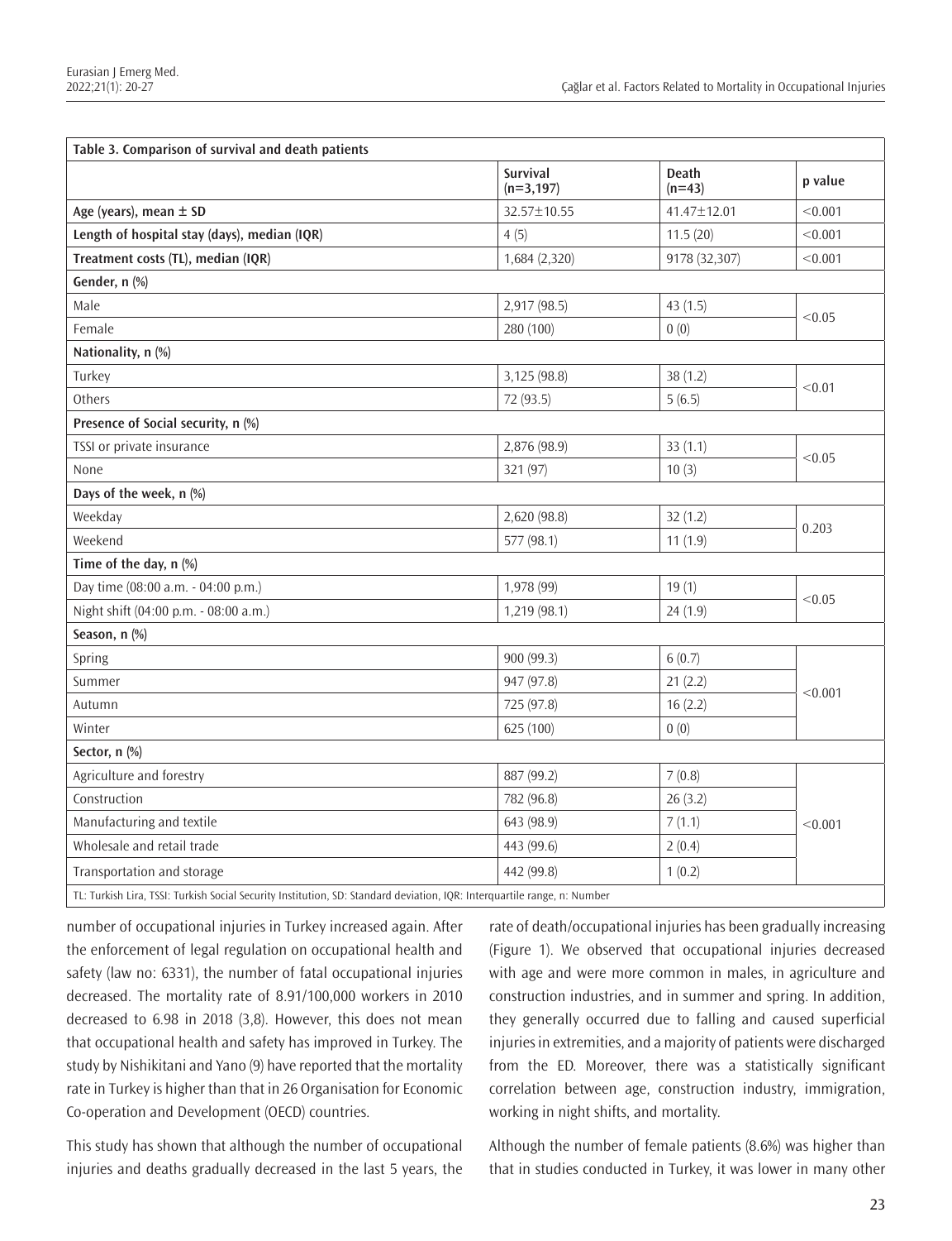**Table 3. Comparison of survival and death patients**

| | Survival (n=3,197) | Death (n=43) | p value |
|---|---|---|---|
| Age (years), mean ± SD | 32.57±10.55 | 41.47±12.01 | <0.001 |
| Length of hospital stay (days), median (IQR) | 4 (5) | 11.5 (20) | <0.001 |
| Treatment costs (TL), median (IQR) | 1,684 (2,320) | 9178 (32,307) | <0.001 |
| **Gender, n (%)** | | | |
| Male | 2,917 (98.5) | 43 (1.5) | <0.05 |
| Female | 280 (100) | 0 (0) | |
| **Nationality, n (%)** | | | |
| Turkey | 3,125 (98.8) | 38 (1.2) | <0.01 |
| Others | 72 (93.5) | 5 (6.5) | |
| **Presence of Social security, n (%)** | | | |
| TSSI or private insurance | 2,876 (98.9) | 33 (1.1) | <0.05 |
| None | 321 (97) | 10 (3) | |
| **Days of the week, n (%)** | | | |
| Weekday | 2,620 (98.8) | 32 (1.2) | 0.203 |
| Weekend | 577 (98.1) | 11 (1.9) | |
| **Time of the day, n (%)** | | | |
| Day time (08:00 a.m. - 04:00 p.m.) | 1,978 (99) | 19 (1) | <0.05 |
| Night shift (04:00 p.m. - 08:00 a.m.) | 1,219 (98.1) | 24 (1.9) | |
| **Season, n (%)** | | | |
| Spring | 900 (99.3) | 6 (0.7) | <0.001 |
| Summer | 947 (97.8) | 21 (2.2) | |
| Autumn | 725 (97.8) | 16 (2.2) | |
| Winter | 625 (100) | 0 (0) | |
| **Sector, n (%)** | | | |
| Agriculture and forestry | 887 (99.2) | 7 (0.8) | <0.001 |
| Construction | 782 (96.8) | 26 (3.2) | |
| Manufacturing and textile | 643 (98.9) | 7 (1.1) | |
| Wholesale and retail trade | 443 (99.6) | 2 (0.4) | |
| Transportation and storage | 442 (99.8) | 1 (0.2) | |

TL: Turkish Lira, TSSI: Turkish Social Security Institution, SD: Standard deviation, IQR: Interquartile range, n: Number

number of occupational injuries in Turkey increased again. After the enforcement of legal regulation on occupational health and safety (law no: 6331), the number of fatal occupational injuries decreased. The mortality rate of 8.91/100,000 workers in 2010 decreased to 6.98 in 2018 (3,8). However, this does not mean that occupational health and safety has improved in Turkey. The study by Nishikitani and Yano (9) have reported that the mortality rate in Turkey is higher than that in 26 Organisation for Economic Co-operation and Development (OECD) countries.

This study has shown that although the number of occupational injuries and deaths gradually decreased in the last 5 years, the rate of death/occupational injuries has been gradually increasing (Figure 1). We observed that occupational injuries decreased with age and were more common in males, in agriculture and construction industries, and in summer and spring. In addition, they generally occurred due to falling and caused superficial injuries in extremities, and a majority of patients were discharged from the ED. Moreover, there was a statistically significant correlation between age, construction industry, immigration, working in night shifts, and mortality.

Although the number of female patients (8.6%) was higher than that in studies conducted in Turkey, it was lower in many other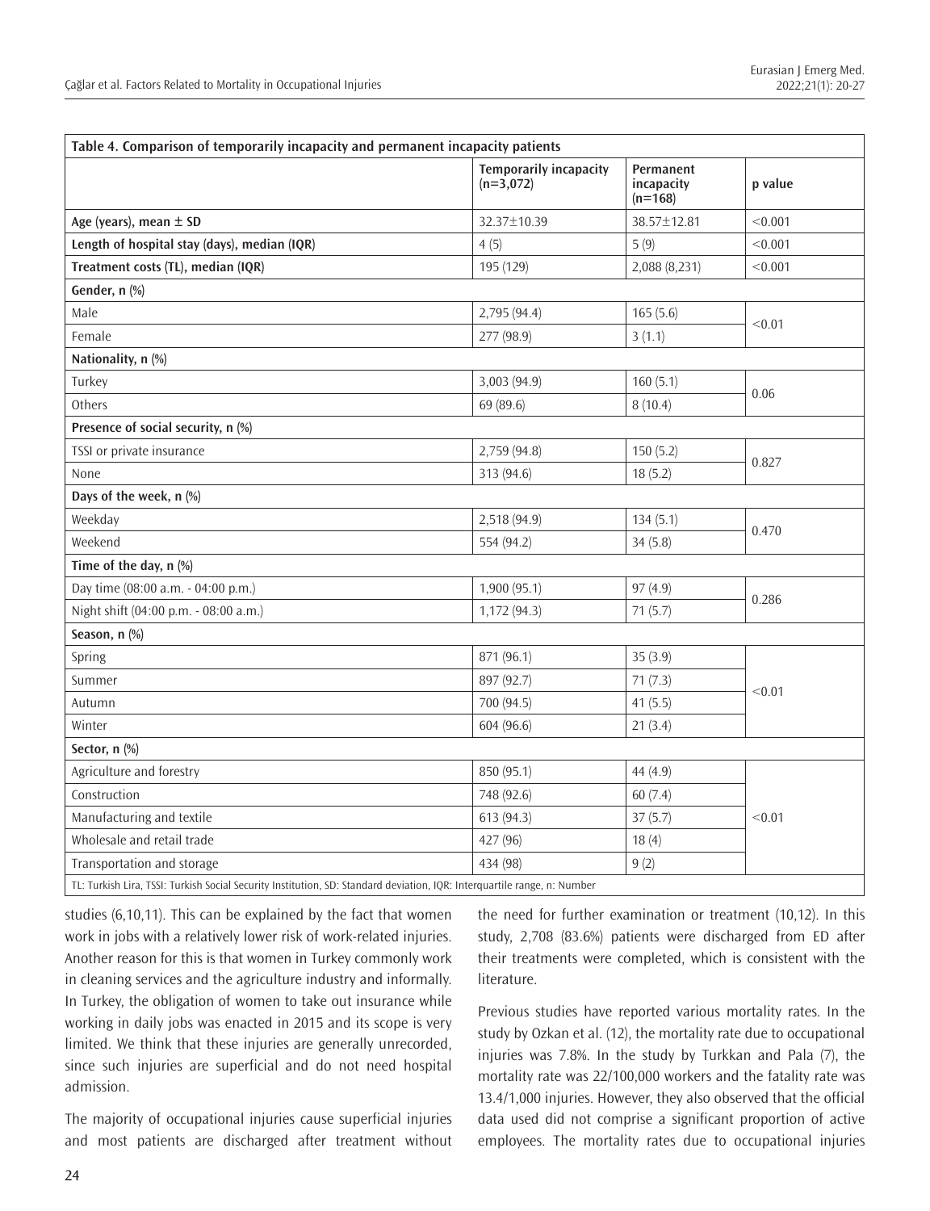| Table 4. Comparison of temporarily incapacity and permanent incapacity patients | | | |
|---|---|---|---|
| | Temporarily incapacity (n=3,072) | Permanent incapacity (n=168) | p value |
| **Age (years), mean ± SD** | 32.37±10.39 | 38.57±12.81 | <0.001 |
| **Length of hospital stay (days), median (IQR)** | 4 (5) | 5 (9) | <0.001 |
| **Treatment costs (TL), median (IQR)** | 195 (129) | 2,088 (8,231) | <0.001 |
| **Gender, n (%)** | | | |
| Male | 2,795 (94.4) | 165 (5.6) | <0.01 |
| Female | 277 (98.9) | 3 (1.1) | |
| **Nationality, n (%)** | | | |
| Turkey | 3,003 (94.9) | 160 (5.1) | 0.06 |
| Others | 69 (89.6) | 8 (10.4) | |
| **Presence of social security, n (%)** | | | |
| TSSI or private insurance | 2,759 (94.8) | 150 (5.2) | 0.827 |
| None | 313 (94.6) | 18 (5.2) | |
| **Days of the week, n (%)** | | | |
| Weekday | 2,518 (94.9) | 134 (5.1) | 0.470 |
| Weekend | 554 (94.2) | 34 (5.8) | |
| **Time of the day, n (%)** | | | |
| Day time (08:00 a.m. - 04:00 p.m.) | 1,900 (95.1) | 97 (4.9) | 0.286 |
| Night shift (04:00 p.m. - 08:00 a.m.) | 1,172 (94.3) | 71 (5.7) | |
| **Season, n (%)** | | | |
| Spring | 871 (96.1) | 35 (3.9) | <0.01 |
| Summer | 897 (92.7) | 71 (7.3) | |
| Autumn | 700 (94.5) | 41 (5.5) | |
| Winter | 604 (96.6) | 21 (3.4) | |
| **Sector, n (%)** | | | |
| Agriculture and forestry | 850 (95.1) | 44 (4.9) | <0.01 |
| Construction | 748 (92.6) | 60 (7.4) | |
| Manufacturing and textile | 613 (94.3) | 37 (5.7) | |
| Wholesale and retail trade | 427 (96) | 18 (4) | |
| Transportation and storage | 434 (98) | 9 (2) | |

TL: Turkish Lira, TSSI: Turkish Social Security Institution, SD: Standard deviation, IQR: Interquartile range, n: Number

studies (6,10,11). This can be explained by the fact that women work in jobs with a relatively lower risk of work-related injuries. Another reason for this is that women in Turkey commonly work in cleaning services and the agriculture industry and informally. In Turkey, the obligation of women to take out insurance while working in daily jobs was enacted in 2015 and its scope is very limited. We think that these injuries are generally unrecorded, since such injuries are superficial and do not need hospital admission.

The majority of occupational injuries cause superficial injuries and most patients are discharged after treatment without the need for further examination or treatment (10,12). In this study, 2,708 (83.6%) patients were discharged from ED after their treatments were completed, which is consistent with the literature.

Previous studies have reported various mortality rates. In the study by Ozkan et al. (12), the mortality rate due to occupational injuries was 7.8%. In the study by Turkkan and Pala (7), the mortality rate was 22/100,000 workers and the fatality rate was 13.4/1,000 injuries. However, they also observed that the official data used did not comprise a significant proportion of active employees. The mortality rates due to occupational injuries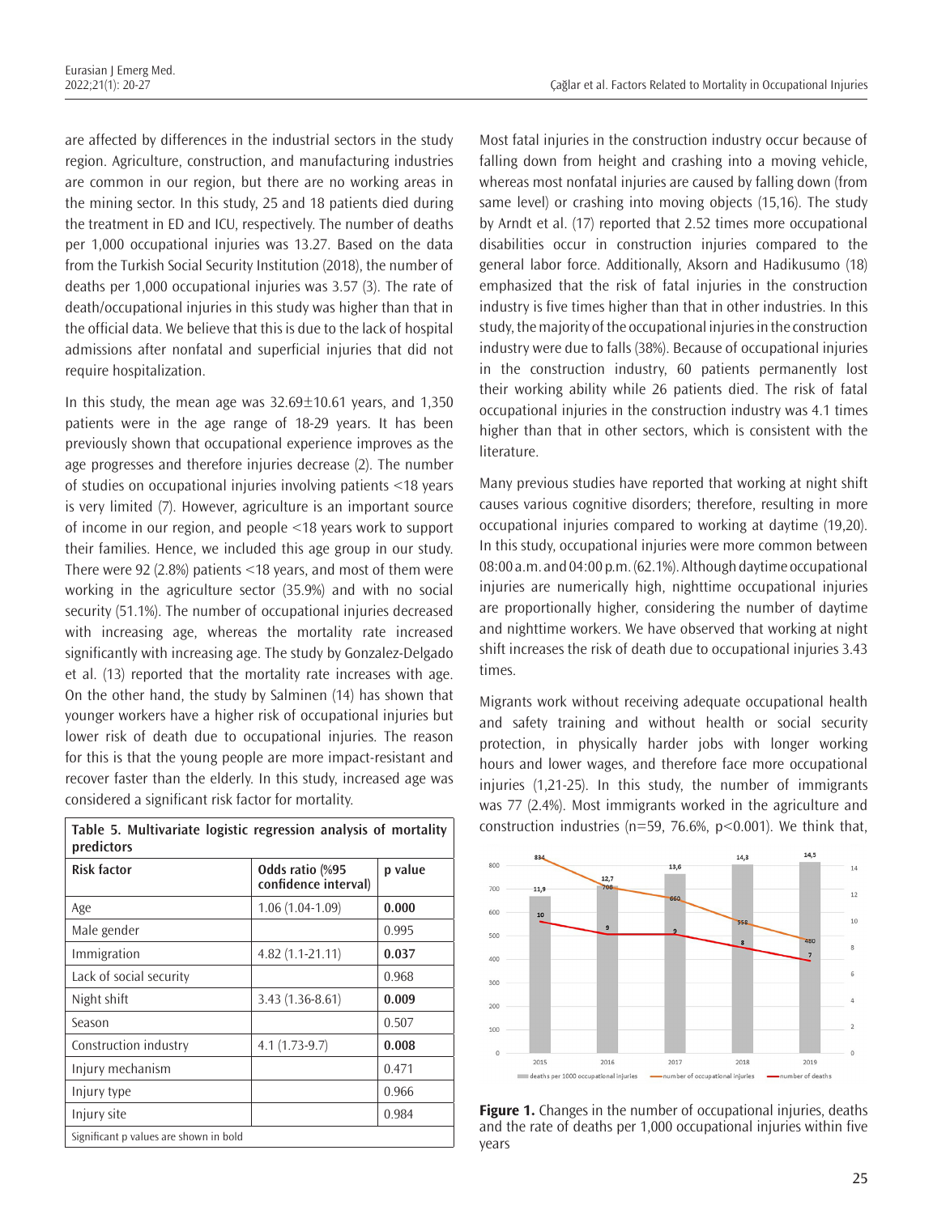are affected by differences in the industrial sectors in the study region. Agriculture, construction, and manufacturing industries are common in our region, but there are no working areas in the mining sector. In this study, 25 and 18 patients died during the treatment in ED and ICU, respectively. The number of deaths per 1,000 occupational injuries was 13.27. Based on the data from the Turkish Social Security Institution (2018), the number of deaths per 1,000 occupational injuries was 3.57 (3). The rate of death/occupational injuries in this study was higher than that in the official data. We believe that this is due to the lack of hospital admissions after nonfatal and superficial injuries that did not require hospitalization.

In this study, the mean age was 32.69±10.61 years, and 1,350 patients were in the age range of 18-29 years. It has been previously shown that occupational experience improves as the age progresses and therefore injuries decrease (2). The number of studies on occupational injuries involving patients <18 years is very limited (7). However, agriculture is an important source of income in our region, and people <18 years work to support their families. Hence, we included this age group in our study. There were 92 (2.8%) patients <18 years, and most of them were working in the agriculture sector (35.9%) and with no social security (51.1%). The number of occupational injuries decreased with increasing age, whereas the mortality rate increased significantly with increasing age. The study by Gonzalez-Delgado et al. (13) reported that the mortality rate increases with age. On the other hand, the study by Salminen (14) has shown that younger workers have a higher risk of occupational injuries but lower risk of death due to occupational injuries. The reason for this is that the young people are more impact-resistant and recover faster than the elderly. In this study, increased age was considered a significant risk factor for mortality.

**Table 5. Multivariate logistic regression analysis of mortality predictors**

| Risk factor | Odds ratio (%95 confidence interval) | p value |
|---|---|---|
| Age | 1.06 (1.04-1.09) | **0.000** |
| Male gender | | 0.995 |
| Immigration | 4.82 (1.1-21.11) | **0.037** |
| Lack of social security | | 0.968 |
| Night shift | 3.43 (1.36-8.61) | **0.009** |
| Season | | 0.507 |
| Construction industry | 4.1 (1.73-9.7) | **0.008** |
| Injury mechanism | | 0.471 |
| Injury type | | 0.966 |
| Injury site | | 0.984 |

Significant p values are shown in bold

Most fatal injuries in the construction industry occur because of falling down from height and crashing into a moving vehicle, whereas most nonfatal injuries are caused by falling down (from same level) or crashing into moving objects (15,16). The study by Arndt et al. (17) reported that 2.52 times more occupational disabilities occur in construction injuries compared to the general labor force. Additionally, Aksorn and Hadikusumo (18) emphasized that the risk of fatal injuries in the construction industry is five times higher than that in other industries. In this study, the majority of the occupational injuries in the construction industry were due to falls (38%). Because of occupational injuries in the construction industry, 60 patients permanently lost their working ability while 26 patients died. The risk of fatal occupational injuries in the construction industry was 4.1 times higher than that in other sectors, which is consistent with the literature.

Many previous studies have reported that working at night shift causes various cognitive disorders; therefore, resulting in more occupational injuries compared to working at daytime (19,20). In this study, occupational injuries were more common between 08:00 a.m. and 04:00 p.m. (62.1%). Although daytime occupational injuries are numerically high, nighttime occupational injuries are proportionally higher, considering the number of daytime and nighttime workers. We have observed that working at night shift increases the risk of death due to occupational injuries 3.43 times.

Migrants work without receiving adequate occupational health and safety training and without health or social security protection, in physically harder jobs with longer working hours and lower wages, and therefore face more occupational injuries (1,21-25). In this study, the number of immigrants was 77 (2.4%). Most immigrants worked in the agriculture and construction industries (n=59, 76.6%, p<0.001). We think that,

**Figure 1.** Changes in the number of occupational injuries, deaths and the rate of deaths per 1,000 occupational injuries within five years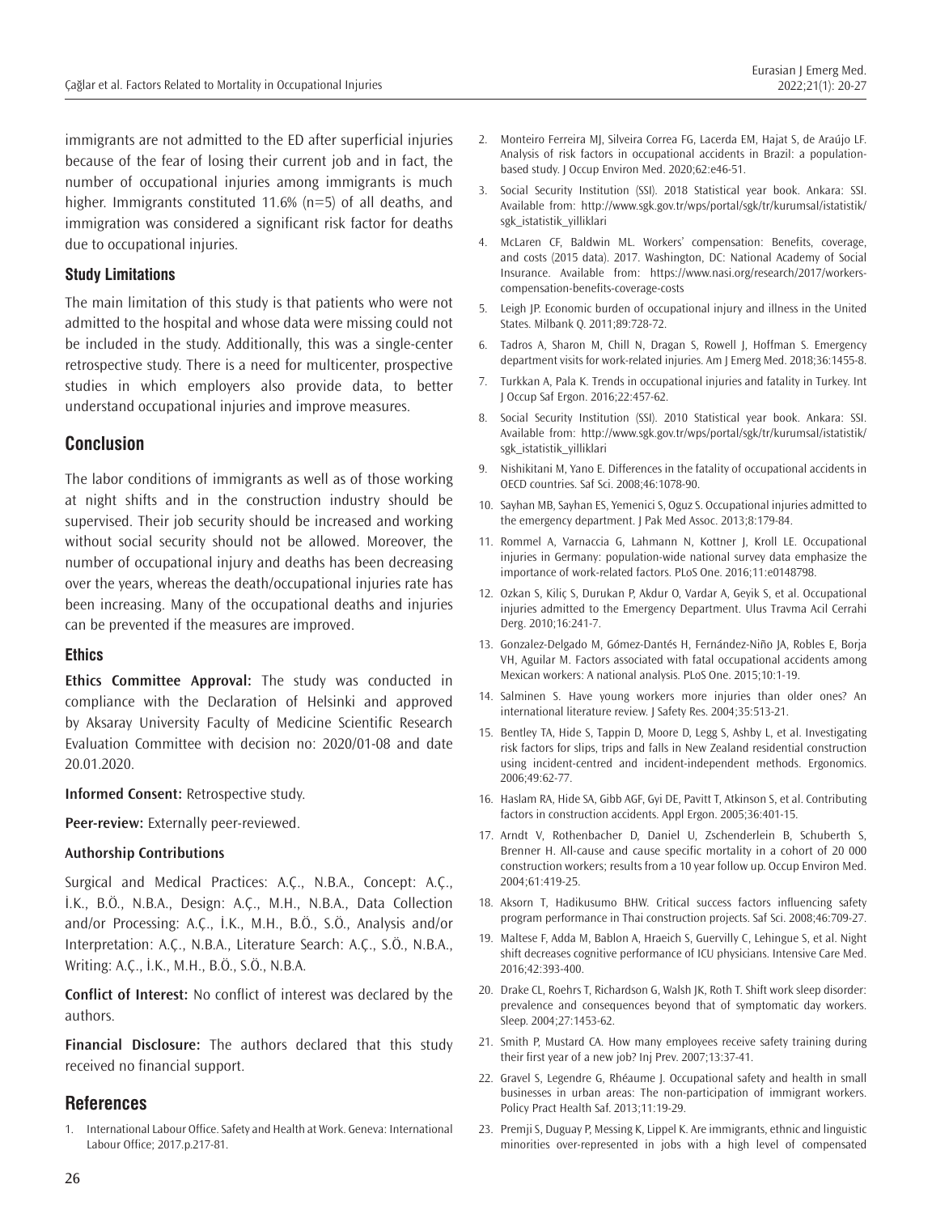immigrants are not admitted to the ED after superficial injuries because of the fear of losing their current job and in fact, the number of occupational injuries among immigrants is much higher. Immigrants constituted 11.6% (n=5) of all deaths, and immigration was considered a significant risk factor for deaths due to occupational injuries.

### Study Limitations

The main limitation of this study is that patients who were not admitted to the hospital and whose data were missing could not be included in the study. Additionally, this was a single-center retrospective study. There is a need for multicenter, prospective studies in which employers also provide data, to better understand occupational injuries and improve measures.

## Conclusion

The labor conditions of immigrants as well as of those working at night shifts and in the construction industry should be supervised. Their job security should be increased and working without social security should not be allowed. Moreover, the number of occupational injury and deaths has been decreasing over the years, whereas the death/occupational injuries rate has been increasing. Many of the occupational deaths and injuries can be prevented if the measures are improved.

### Ethics

**Ethics Committee Approval:** The study was conducted in compliance with the Declaration of Helsinki and approved by Aksaray University Faculty of Medicine Scientific Research Evaluation Committee with decision no: 2020/01-08 and date 20.01.2020.

**Informed Consent:** Retrospective study.

**Peer-review:** Externally peer-reviewed.

**Authorship Contributions**

Surgical and Medical Practices: A.Ç., N.B.A., Concept: A.Ç., İ.K., B.Ö., N.B.A., Design: A.Ç., M.H., N.B.A., Data Collection and/or Processing: A.Ç., İ.K., M.H., B.Ö., S.Ö., Analysis and/or Interpretation: A.Ç., N.B.A., Literature Search: A.Ç., S.Ö., N.B.A., Writing: A.Ç., İ.K., M.H., B.Ö., S.Ö., N.B.A.

**Conflict of Interest:** No conflict of interest was declared by the authors.

**Financial Disclosure:** The authors declared that this study received no financial support.

## References

1. International Labour Office. Safety and Health at Work. Geneva: International Labour Office; 2017.p.217-81.
2. Monteiro Ferreira MJ, Silveira Correa FG, Lacerda EM, Hajat S, de Araújo LF. Analysis of risk factors in occupational accidents in Brazil: a population-based study. J Occup Environ Med. 2020;62:e46-51.
3. Social Security Institution (SSI). 2018 Statistical year book. Ankara: SSI. Available from: http://www.sgk.gov.tr/wps/portal/sgk/tr/kurumsal/istatistik/sgk_istatistik_yilliklari
4. McLaren CF, Baldwin ML. Workers' compensation: Benefits, coverage, and costs (2015 data). 2017. Washington, DC: National Academy of Social Insurance. Available from: https://www.nasi.org/research/2017/workers-compensation-benefits-coverage-costs
5. Leigh JP. Economic burden of occupational injury and illness in the United States. Milbank Q. 2011;89:728-72.
6. Tadros A, Sharon M, Chill N, Dragan S, Rowell J, Hoffman S. Emergency department visits for work-related injuries. Am J Emerg Med. 2018;36:1455-8.
7. Turkkan A, Pala K. Trends in occupational injuries and fatality in Turkey. Int J Occup Saf Ergon. 2016;22:457-62.
8. Social Security Institution (SSI). 2010 Statistical year book. Ankara: SSI. Available from: http://www.sgk.gov.tr/wps/portal/sgk/tr/kurumsal/istatistik/sgk_istatistik_yilliklari
9. Nishikitani M, Yano E. Differences in the fatality of occupational accidents in OECD countries. Saf Sci. 2008;46:1078-90.
10. Sayhan MB, Sayhan ES, Yemenici S, Oguz S. Occupational injuries admitted to the emergency department. J Pak Med Assoc. 2013;8:179-84.
11. Rommel A, Varnaccia G, Lahmann N, Kottner J, Kroll LE. Occupational injuries in Germany: population-wide national survey data emphasize the importance of work-related factors. PLoS One. 2016;11:e0148798.
12. Ozkan S, Kiliç S, Durukan P, Akdur O, Vardar A, Geyik S, et al. Occupational injuries admitted to the Emergency Department. Ulus Travma Acil Cerrahi Derg. 2010;16:241-7.
13. Gonzalez-Delgado M, Gómez-Dantés H, Fernández-Niño JA, Robles E, Borja VH, Aguilar M. Factors associated with fatal occupational accidents among Mexican workers: A national analysis. PLoS One. 2015;10:1-19.
14. Salminen S. Have young workers more injuries than older ones? An international literature review. J Safety Res. 2004;35:513-21.
15. Bentley TA, Hide S, Tappin D, Moore D, Legg S, Ashby L, et al. Investigating risk factors for slips, trips and falls in New Zealand residential construction using incident-centred and incident-independent methods. Ergonomics. 2006;49:62-77.
16. Haslam RA, Hide SA, Gibb AGF, Gyi DE, Pavitt T, Atkinson S, et al. Contributing factors in construction accidents. Appl Ergon. 2005;36:401-15.
17. Arndt V, Rothenbacher D, Daniel U, Zschenderlein B, Schuberth S, Brenner H. All-cause and cause specific mortality in a cohort of 20 000 construction workers; results from a 10 year follow up. Occup Environ Med. 2004;61:419-25.
18. Aksorn T, Hadikusumo BHW. Critical success factors influencing safety program performance in Thai construction projects. Saf Sci. 2008;46:709-27.
19. Maltese F, Adda M, Bablon A, Hraeich S, Guervilly C, Lehingue S, et al. Night shift decreases cognitive performance of ICU physicians. Intensive Care Med. 2016;42:393-400.
20. Drake CL, Roehrs T, Richardson G, Walsh JK, Roth T. Shift work sleep disorder: prevalence and consequences beyond that of symptomatic day workers. Sleep. 2004;27:1453-62.
21. Smith P, Mustard CA. How many employees receive safety training during their first year of a new job? Inj Prev. 2007;13:37-41.
22. Gravel S, Legendre G, Rhéaume J. Occupational safety and health in small businesses in urban areas: The non-participation of immigrant workers. Policy Pract Health Saf. 2013;11:19-29.
23. Premji S, Duguay P, Messing K, Lippel K. Are immigrants, ethnic and linguistic minorities over-represented in jobs with a high level of compensated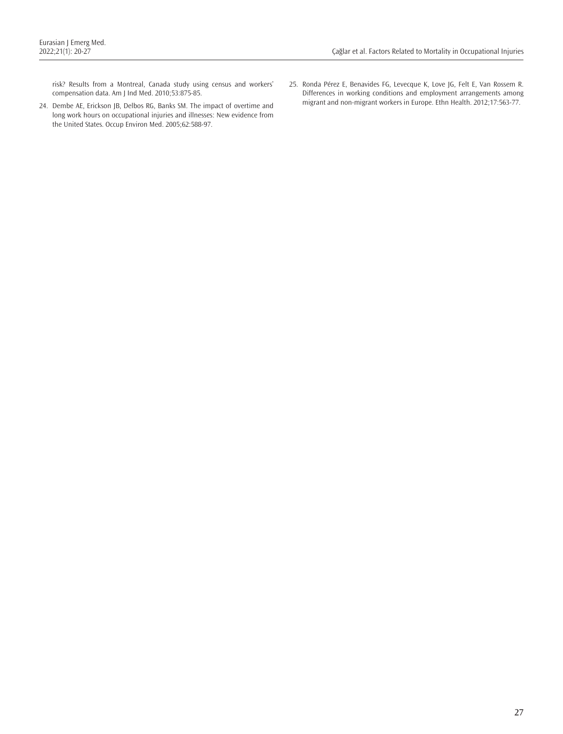risk? Results from a Montreal, Canada study using census and workers' compensation data. Am J Ind Med. 2010;53:875-85.

24. Dembe AE, Erickson JB, Delbos RG, Banks SM. The impact of overtime and long work hours on occupational injuries and illnesses: New evidence from the United States. Occup Environ Med. 2005;62:588-97.

25. Ronda Pérez E, Benavides FG, Levecque K, Love JG, Felt E, Van Rossem R. Differences in working conditions and employment arrangements among migrant and non-migrant workers in Europe. Ethn Health. 2012;17:563-77.